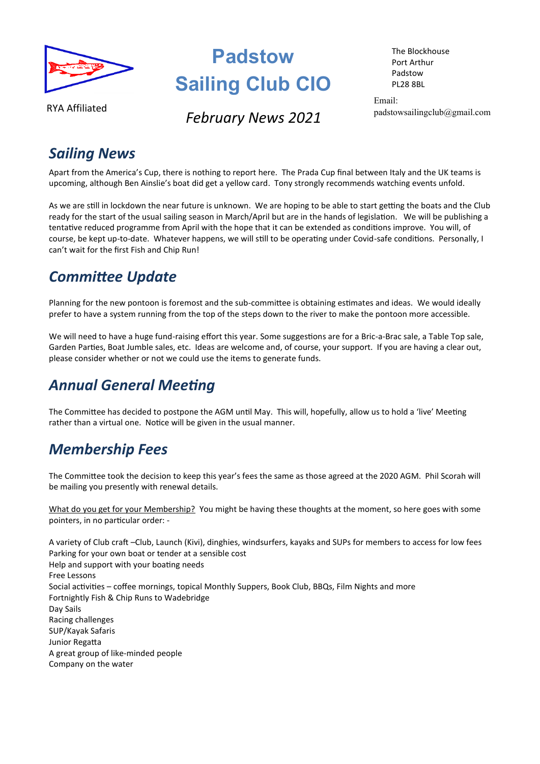RYA Affiliated

# Padstow Sailing Club CIO

*February News 2021*

The Blockhouse
Port Arthur
Padstow
PL28 8BL

Email:
padstowsailingclub@gmail.com

## *Sailing News*

Apart from the America's Cup, there is nothing to report here. The Prada Cup final between Italy and the UK teams is upcoming, although Ben Ainslie's boat did get a yellow card. Tony strongly recommends watching events unfold.

As we are still in lockdown the near future is unknown. We are hoping to be able to start getting the boats and the Club ready for the start of the usual sailing season in March/April but are in the hands of legislation. We will be publishing a tentative reduced programme from April with the hope that it can be extended as conditions improve. You will, of course, be kept up-to-date. Whatever happens, we will still to be operating under Covid-safe conditions. Personally, I can't wait for the first Fish and Chip Run!

## *Committee Update*

Planning for the new pontoon is foremost and the sub-committee is obtaining estimates and ideas. We would ideally prefer to have a system running from the top of the steps down to the river to make the pontoon more accessible.

We will need to have a huge fund-raising effort this year. Some suggestions are for a Bric-a-Brac sale, a Table Top sale, Garden Parties, Boat Jumble sales, etc. Ideas are welcome and, of course, your support. If you are having a clear out, please consider whether or not we could use the items to generate funds.

## *Annual General Meeting*

The Committee has decided to postpone the AGM until May. This will, hopefully, allow us to hold a 'live' Meeting rather than a virtual one. Notice will be given in the usual manner.

## *Membership Fees*

The Committee took the decision to keep this year's fees the same as those agreed at the 2020 AGM. Phil Scorah will be mailing you presently with renewal details.

<u>What do you get for your Membership?</u> You might be having these thoughts at the moment, so here goes with some pointers, in no particular order: -

A variety of Club craft –Club, Launch (Kivi), dinghies, windsurfers, kayaks and SUPs for members to access for low fees
Parking for your own boat or tender at a sensible cost
Help and support with your boating needs
Free Lessons
Social activities – coffee mornings, topical Monthly Suppers, Book Club, BBQs, Film Nights and more
Fortnightly Fish & Chip Runs to Wadebridge
Day Sails
Racing challenges
SUP/Kayak Safaris
Junior Regatta
A great group of like-minded people
Company on the water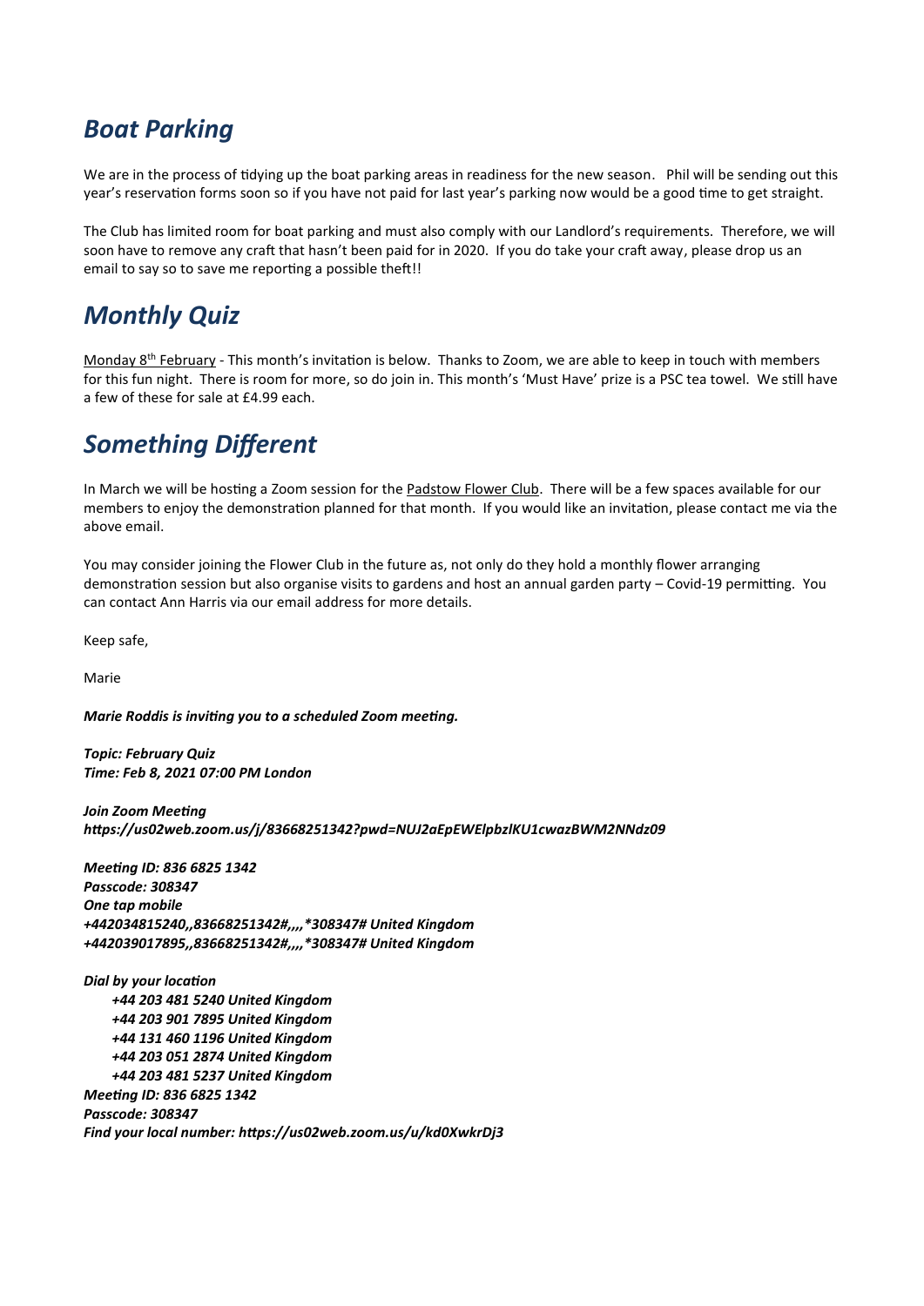## *Boat Parking*

We are in the process of tidying up the boat parking areas in readiness for the new season. Phil will be sending out this year's reservation forms soon so if you have not paid for last year's parking now would be a good time to get straight.

The Club has limited room for boat parking and must also comply with our Landlord's requirements. Therefore, we will soon have to remove any craft that hasn't been paid for in 2020. If you do take your craft away, please drop us an email to say so to save me reporting a possible theft!!

## *Monthly Quiz*

Monday 8th February - This month's invitation is below. Thanks to Zoom, we are able to keep in touch with members for this fun night. There is room for more, so do join in. This month's 'Must Have' prize is a PSC tea towel. We still have a few of these for sale at £4.99 each.

## *Something Different*

In March we will be hosting a Zoom session for the Padstow Flower Club. There will be a few spaces available for our members to enjoy the demonstration planned for that month. If you would like an invitation, please contact me via the above email.

You may consider joining the Flower Club in the future as, not only do they hold a monthly flower arranging demonstration session but also organise visits to gardens and host an annual garden party – Covid-19 permitting. You can contact Ann Harris via our email address for more details.

Keep safe,

Marie

***Marie Roddis is inviting you to a scheduled Zoom meeting.***

***Topic: February Quiz***
***Time: Feb 8, 2021 07:00 PM London***

***Join Zoom Meeting***
***https://us02web.zoom.us/j/83668251342?pwd=NUJ2aEpEWElpbzlKU1cwazBWM2NNdz09***

***Meeting ID: 836 6825 1342***
***Passcode: 308347***
***One tap mobile***
***+442034815240,,83668251342#,,,,*308347# United Kingdom***
***+442039017895,,83668251342#,,,,*308347# United Kingdom***

***Dial by your location***
***+44 203 481 5240 United Kingdom***
***+44 203 901 7895 United Kingdom***
***+44 131 460 1196 United Kingdom***
***+44 203 051 2874 United Kingdom***
***+44 203 481 5237 United Kingdom***
***Meeting ID: 836 6825 1342***
***Passcode: 308347***
***Find your local number: https://us02web.zoom.us/u/kd0XwkrDj3***